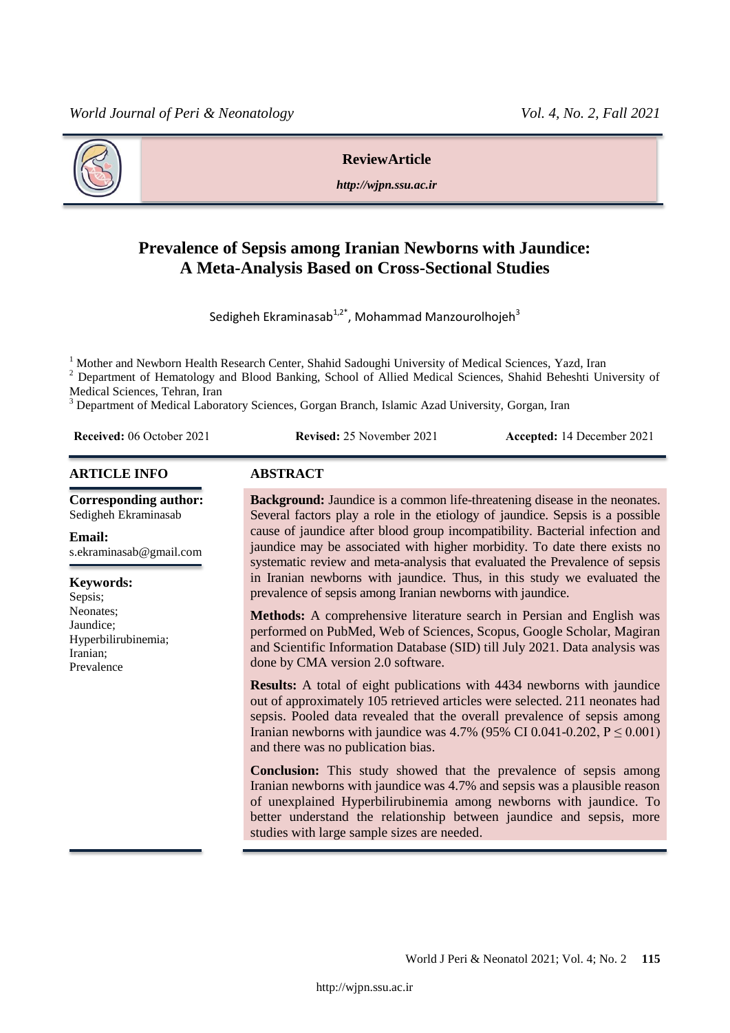**Review Article**

*http://wjpn.ssu.ac.ir*

# Prevalence of Sepsis among Iranian Newborns with Jaundice: A Meta-Analysis Based on Cross-Sectional Studies

Sedigheh Ekraminasab[1,2*], Mohammad Manzourolhojeh[3]

[1] Mother and Newborn Health Research Center, Shahid Sadoughi University of Medical Sciences, Yazd, Iran
[2] Department of Hematology and Blood Banking, School of Allied Medical Sciences, Shahid Beheshti University of Medical Sciences, Tehran, Iran
[3] Department of Medical Laboratory Sciences, Gorgan Branch, Islamic Azad University, Gorgan, Iran

**Received:** 06 October 2021 **Revised:** 25 November 2021 **Accepted:** 14 December 2021

## ARTICLE INFO

**Corresponding author:**
Sedigheh Ekraminasab

**Email:**
s.ekraminasab@gmail.com

**Keywords:**
Sepsis;
Neonates;
Jaundice;
Hyperbilirubinemia;
Iranian;
Prevalence

## ABSTRACT

**Background:** Jaundice is a common life-threatening disease in the neonates. Several factors play a role in the etiology of jaundice. Sepsis is a possible cause of jaundice after blood group incompatibility. Bacterial infection and jaundice may be associated with higher morbidity. To date there exists no systematic review and meta-analysis that evaluated the Prevalence of sepsis in Iranian newborns with jaundice. Thus, in this study we evaluated the prevalence of sepsis among Iranian newborns with jaundice.

**Methods:** A comprehensive literature search in Persian and English was performed on PubMed, Web of Sciences, Scopus, Google Scholar, Magiran and Scientific Information Database (SID) till July 2021. Data analysis was done by CMA version 2.0 software.

**Results:** A total of eight publications with 4434 newborns with jaundice out of approximately 105 retrieved articles were selected. 211 neonates had sepsis. Pooled data revealed that the overall prevalence of sepsis among Iranian newborns with jaundice was 4.7% (95% CI 0.041-0.202, $P \leq 0.001$) and there was no publication bias.

**Conclusion:** This study showed that the prevalence of sepsis among Iranian newborns with jaundice was 4.7% and sepsis was a plausible reason of unexplained Hyperbilirubinemia among newborns with jaundice. To better understand the relationship between jaundice and sepsis, more studies with large sample sizes are needed.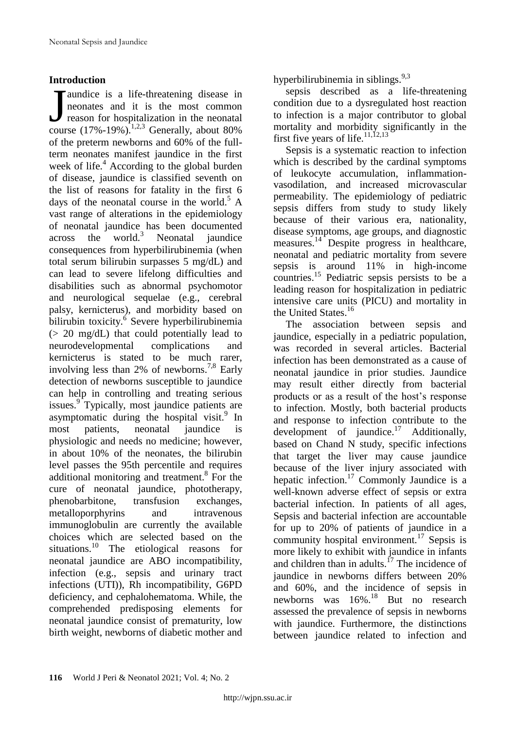## Introduction

Jaundice is a life-threatening disease in neonates and it is the most common reason for hospitalization in the neonatal course (17%-19%).[1,2,3] Generally, about 80% of the preterm newborns and 60% of the full-term neonates manifest jaundice in the first week of life.[4] According to the global burden of disease, jaundice is classified seventh on the list of reasons for fatality in the first 6 days of the neonatal course in the world.[5] A vast range of alterations in the epidemiology of neonatal jaundice has been documented across the world.[3] Neonatal jaundice consequences from hyperbilirubinemia (when total serum bilirubin surpasses 5 mg/dL) and can lead to severe lifelong difficulties and disabilities such as abnormal psychomotor and neurological sequelae (e.g., cerebral palsy, kernicterus), and morbidity based on bilirubin toxicity.[6] Severe hyperbilirubinemia (> 20 mg/dL) that could potentially lead to neurodevelopmental complications and kernicterus is stated to be much rarer, involving less than 2% of newborns.[7,8] Early detection of newborns susceptible to jaundice can help in controlling and treating serious issues.[9] Typically, most jaundice patients are asymptomatic during the hospital visit.[9] In most patients, neonatal jaundice is physiologic and needs no medicine; however, in about 10% of the neonates, the bilirubin level passes the 95th percentile and requires additional monitoring and treatment.[8] For the cure of neonatal jaundice, phototherapy, phenobarbitone, transfusion exchanges, metalloporphyrins and intravenous immunoglobulin are currently the available choices which are selected based on the situations.[10] The etiological reasons for neonatal jaundice are ABO incompatibility, infection (e.g., sepsis and urinary tract infections (UTI)), Rh incompatibility, G6PD deficiency, and cephalohematoma. While, the comprehended predisposing elements for neonatal jaundice consist of prematurity, low birth weight, newborns of diabetic mother and hyperbilirubinemia in siblings.[9,3]

sepsis described as a life-threatening condition due to a dysregulated host reaction to infection is a major contributor to global mortality and morbidity significantly in the first five years of life.[11,12,13]

Sepsis is a systematic reaction to infection which is described by the cardinal symptoms of leukocyte accumulation, inflammation-vasodilation, and increased microvascular permeability. The epidemiology of pediatric sepsis differs from study to study likely because of their various era, nationality, disease symptoms, age groups, and diagnostic measures.[14] Despite progress in healthcare, neonatal and pediatric mortality from severe sepsis is around 11% in high-income countries.[15] Pediatric sepsis persists to be a leading reason for hospitalization in pediatric intensive care units (PICU) and mortality in the United States.[16]

The association between sepsis and jaundice, especially in a pediatric population, was recorded in several articles. Bacterial infection has been demonstrated as a cause of neonatal jaundice in prior studies. Jaundice may result either directly from bacterial products or as a result of the host's response to infection. Mostly, both bacterial products and response to infection contribute to the development of jaundice.[17] Additionally, based on Chand N study, specific infections that target the liver may cause jaundice because of the liver injury associated with hepatic infection.[17] Commonly Jaundice is a well-known adverse effect of sepsis or extra bacterial infection. In patients of all ages, Sepsis and bacterial infection are accountable for up to 20% of patients of jaundice in a community hospital environment.[17] Sepsis is more likely to exhibit with jaundice in infants and children than in adults.[17] The incidence of jaundice in newborns differs between 20% and 60%, and the incidence of sepsis in newborns was 16%.[18] But no research assessed the prevalence of sepsis in newborns with jaundice. Furthermore, the distinctions between jaundice related to infection and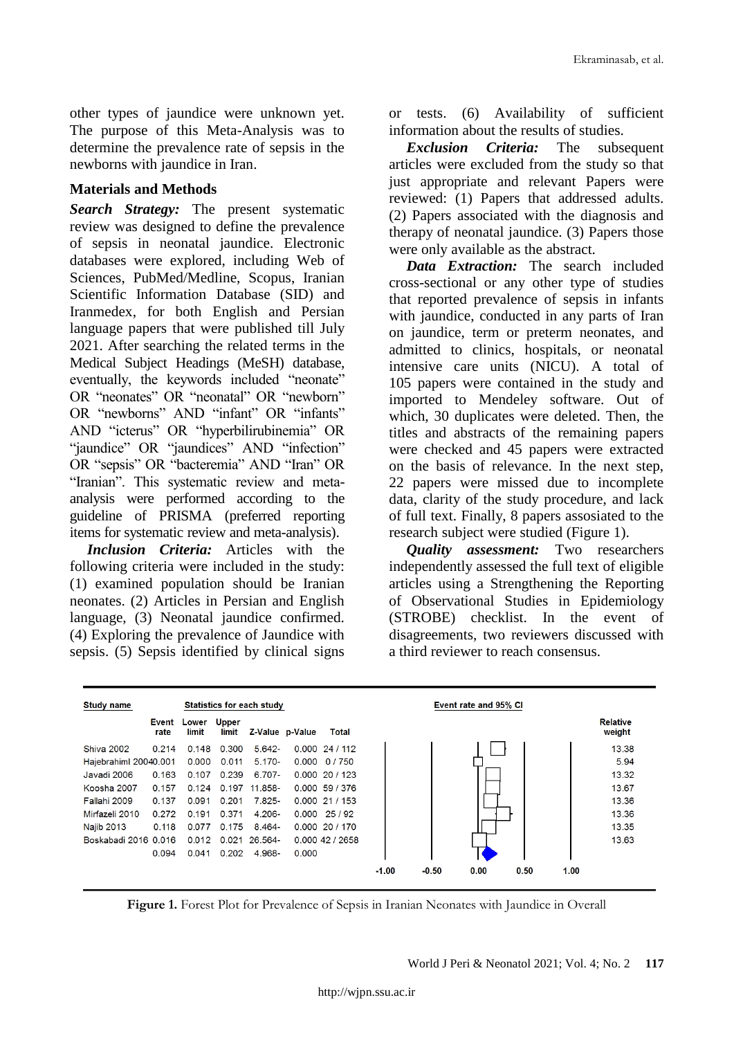other types of jaundice were unknown yet. The purpose of this Meta-Analysis was to determine the prevalence rate of sepsis in the newborns with jaundice in Iran.

## Materials and Methods

***Search Strategy:*** The present systematic review was designed to define the prevalence of sepsis in neonatal jaundice. Electronic databases were explored, including Web of Sciences, PubMed/Medline, Scopus, Iranian Scientific Information Database (SID) and Iranmedex, for both English and Persian language papers that were published till July 2021. After searching the related terms in the Medical Subject Headings (MeSH) database, eventually, the keywords included "neonate" OR "neonates" OR "neonatal" OR "newborn" OR "newborns" AND "infant" OR "infants" AND "icterus" OR "hyperbilirubinemia" OR "jaundice" OR "jaundices" AND "infection" OR "sepsis" OR "bacteremia" AND "Iran" OR "Iranian". This systematic review and meta-analysis were performed according to the guideline of PRISMA (preferred reporting items for systematic review and meta-analysis).

***Inclusion Criteria:*** Articles with the following criteria were included in the study: (1) examined population should be Iranian neonates. (2) Articles in Persian and English language, (3) Neonatal jaundice confirmed. (4) Exploring the prevalence of Jaundice with sepsis. (5) Sepsis identified by clinical signs or tests. (6) Availability of sufficient information about the results of studies.

***Exclusion Criteria:*** The subsequent articles were excluded from the study so that just appropriate and relevant Papers were reviewed: (1) Papers that addressed adults. (2) Papers associated with the diagnosis and therapy of neonatal jaundice. (3) Papers those were only available as the abstract.

***Data Extraction:*** The search included cross-sectional or any other type of studies that reported prevalence of sepsis in infants with jaundice, conducted in any parts of Iran on jaundice, term or preterm neonates, and admitted to clinics, hospitals, or neonatal intensive care units (NICU). A total of 105 papers were contained in the study and imported to Mendeley software. Out of which, 30 duplicates were deleted. Then, the titles and abstracts of the remaining papers were checked and 45 papers were extracted on the basis of relevance. In the next step, 22 papers were missed due to incomplete data, clarity of the study procedure, and lack of full text. Finally, 8 papers assosiated to the research subject were studied (Figure 1).

***Quality assessment:*** Two researchers independently assessed the full text of eligible articles using a Strengthening the Reporting of Observational Studies in Epidemiology (STROBE) checklist. In the event of disagreements, two reviewers discussed with a third reviewer to reach consensus.

| Study name | Event rate | Lower limit | Upper limit | Z-Value | p-Value | Total | Relative weight |
|---|---|---|---|---|---|---|---|
| Shiva 2002 | 0.214 | 0.148 | 0.300 | 5.642- | 0.000 | 24 / 112 | 13.38 |
| Hajebrahiml 2004 | 0.001 | 0.000 | 0.011 | 5.170- | 0.000 | 0 / 750 | 5.94 |
| Javadi 2006 | 0.163 | 0.107 | 0.239 | 6.707- | 0.000 | 20 / 123 | 13.32 |
| Koosha 2007 | 0.157 | 0.124 | 0.197 | 11.858- | 0.000 | 59 / 376 | 13.67 |
| Fallahi 2009 | 0.137 | 0.091 | 0.201 | 7.825- | 0.000 | 21 / 153 | 13.36 |
| Mirfazeli 2010 | 0.272 | 0.191 | 0.371 | 4.206- | 0.000 | 25 / 92 | 13.36 |
| Najib 2013 | 0.118 | 0.077 | 0.175 | 8.464- | 0.000 | 20 / 170 | 13.35 |
| Boskabadi 2016 | 0.016 | 0.012 | 0.021 | 26.564- | 0.000 | 42 / 2658 | 13.63 |
| | 0.094 | 0.041 | 0.202 | 4.968- | 0.000 | | |

**Figure 1.** Forest Plot for Prevalence of Sepsis in Iranian Neonates with Jaundice in Overall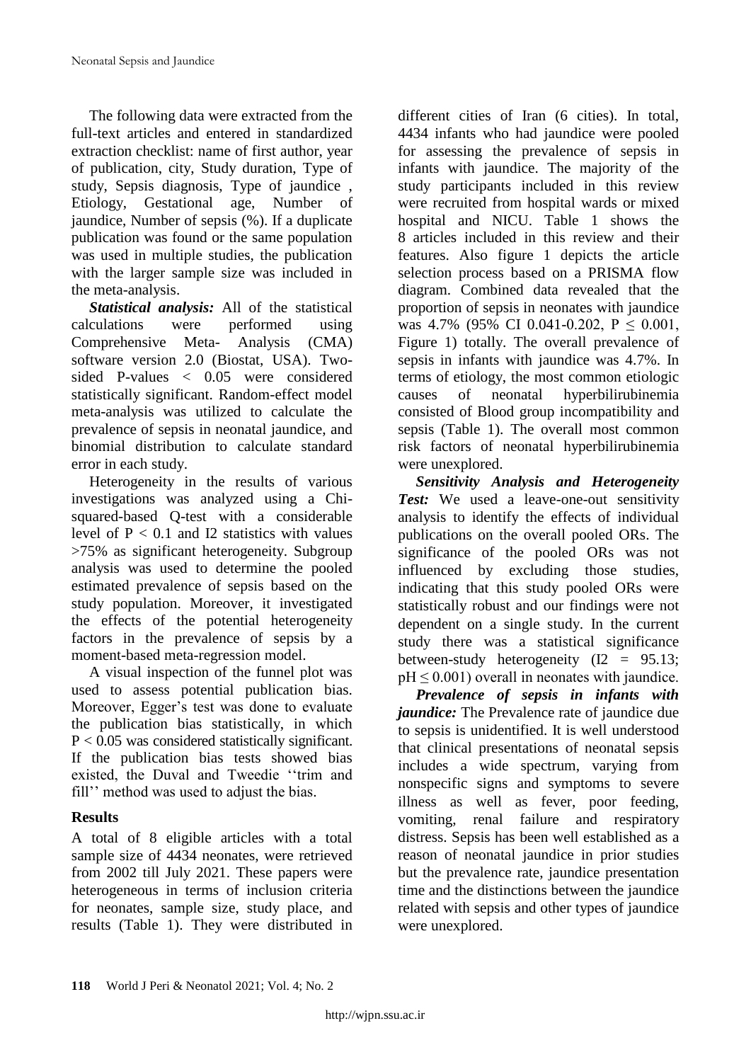The following data were extracted from the full-text articles and entered in standardized extraction checklist: name of first author, year of publication, city, Study duration, Type of study, Sepsis diagnosis, Type of jaundice , Etiology, Gestational age, Number of jaundice, Number of sepsis (%). If a duplicate publication was found or the same population was used in multiple studies, the publication with the larger sample size was included in the meta-analysis.

***Statistical analysis:*** All of the statistical calculations were performed using Comprehensive Meta- Analysis (CMA) software version 2.0 (Biostat, USA). Two-sided P-values < 0.05 were considered statistically significant. Random-effect model meta-analysis was utilized to calculate the prevalence of sepsis in neonatal jaundice, and binomial distribution to calculate standard error in each study.

Heterogeneity in the results of various investigations was analyzed using a Chi-squared-based Q-test with a considerable level of $P < 0.1$ and I2 statistics with values >75% as significant heterogeneity. Subgroup analysis was used to determine the pooled estimated prevalence of sepsis based on the study population. Moreover, it investigated the effects of the potential heterogeneity factors in the prevalence of sepsis by a moment-based meta-regression model.

A visual inspection of the funnel plot was used to assess potential publication bias. Moreover, Egger's test was done to evaluate the publication bias statistically, in which $P < 0.05$ was considered statistically significant. If the publication bias tests showed bias existed, the Duval and Tweedie ''trim and fill'' method was used to adjust the bias.

## Results

A total of 8 eligible articles with a total sample size of 4434 neonates, were retrieved from 2002 till July 2021. These papers were heterogeneous in terms of inclusion criteria for neonates, sample size, study place, and results (Table 1). They were distributed in different cities of Iran (6 cities). In total, 4434 infants who had jaundice were pooled for assessing the prevalence of sepsis in infants with jaundice. The majority of the study participants included in this review were recruited from hospital wards or mixed hospital and NICU. Table 1 shows the 8 articles included in this review and their features. Also figure 1 depicts the article selection process based on a PRISMA flow diagram. Combined data revealed that the proportion of sepsis in neonates with jaundice was 4.7% (95% CI 0.041-0.202, $P \leq 0.001$, Figure 1) totally. The overall prevalence of sepsis in infants with jaundice was 4.7%. In terms of etiology, the most common etiologic causes of neonatal hyperbilirubinemia consisted of Blood group incompatibility and sepsis (Table 1). The overall most common risk factors of neonatal hyperbilirubinemia were unexplored.

***Sensitivity Analysis and Heterogeneity Test:*** We used a leave-one-out sensitivity analysis to identify the effects of individual publications on the overall pooled ORs. The significance of the pooled ORs was not influenced by excluding those studies, indicating that this study pooled ORs were statistically robust and our findings were not dependent on a single study. In the current study there was a statistical significance between-study heterogeneity (I2 = 95.13; $pH \leq 0.001$) overall in neonates with jaundice.

***Prevalence of sepsis in infants with jaundice:*** The Prevalence rate of jaundice due to sepsis is unidentified. It is well understood that clinical presentations of neonatal sepsis includes a wide spectrum, varying from nonspecific signs and symptoms to severe illness as well as fever, poor feeding, vomiting, renal failure and respiratory distress. Sepsis has been well established as a reason of neonatal jaundice in prior studies but the prevalence rate, jaundice presentation time and the distinctions between the jaundice related with sepsis and other types of jaundice were unexplored.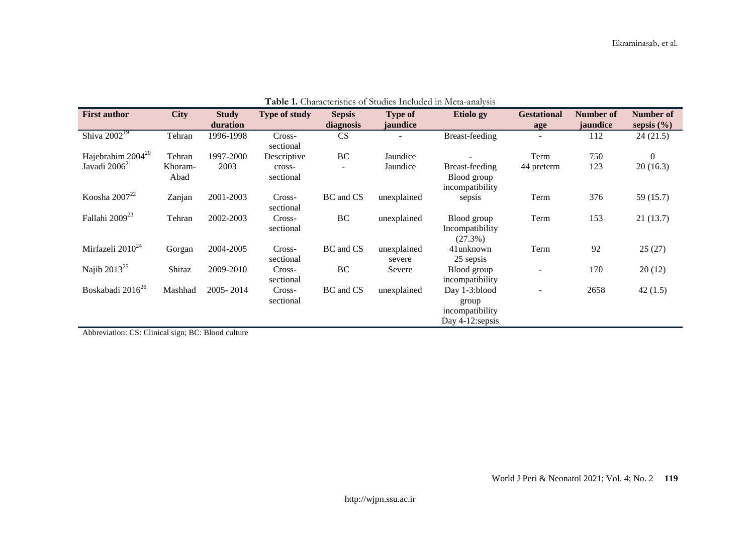**Table 1.** Characteristics of Studies Included in Meta-analysis

| First author | City | Study duration | Type of study | Sepsis diagnosis | Type of jaundice | Etiolo gy | Gestational age | Number of jaundice | Number of sepsis (%) |
|---|---|---|---|---|---|---|---|---|---|
| Shiva 2002[19] | Tehran | 1996-1998 | Cross-sectional | CS | - | Breast-feeding | - | 112 | 24 (21.5) |
| Hajebrahim 2004[20] | Tehran | 1997-2000 | Descriptive | BC | Jaundice | - | Term | 750 | 0 |
| Javadi 2006[21] | Khoram-Abad | 2003 | cross-sectional | - | Jaundice | Breast-feeding Blood group incompatibility | 44 preterm | 123 | 20 (16.3) |
| Koosha 2007[22] | Zanjan | 2001-2003 | Cross-sectional | BC and CS | unexplained | sepsis | Term | 376 | 59 (15.7) |
| Fallahi 2009[23] | Tehran | 2002-2003 | Cross-sectional | BC | unexplained | Blood group Incompatibility (27.3%) | Term | 153 | 21 (13.7) |
| Mirfazeli 2010[24] | Gorgan | 2004-2005 | Cross-sectional | BC and CS | unexplained severe | 41unknown 25 sepsis | Term | 92 | 25 (27) |
| Najib 2013[25] | Shiraz | 2009-2010 | Cross-sectional | BC | Severe | Blood group incompatibility | - | 170 | 20 (12) |
| Boskabadi 2016[26] | Mashhad | 2005- 2014 | Cross-sectional | BC and CS | unexplained | Day 1-3:blood group incompatibility Day 4-12:sepsis | - | 2658 | 42 (1.5) |

Abbreviation: CS: Clinical sign; BC: Blood culture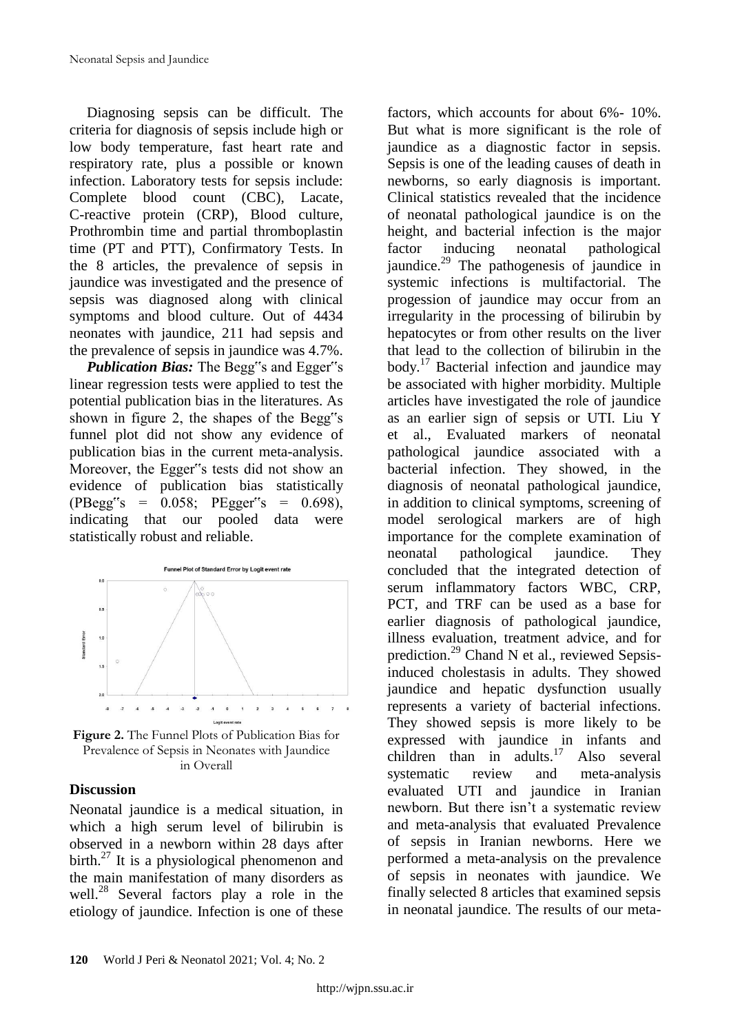Diagnosing sepsis can be difficult. The criteria for diagnosis of sepsis include high or low body temperature, fast heart rate and respiratory rate, plus a possible or known infection. Laboratory tests for sepsis include: Complete blood count (CBC), Lacate, C-reactive protein (CRP), Blood culture, Prothrombin time and partial thromboplastin time (PT and PTT), Confirmatory Tests. In the 8 articles, the prevalence of sepsis in jaundice was investigated and the presence of sepsis was diagnosed along with clinical symptoms and blood culture. Out of 4434 neonates with jaundice, 211 had sepsis and the prevalence of sepsis in jaundice was 4.7%.

***Publication Bias:*** The Begg"s and Egger"s linear regression tests were applied to test the potential publication bias in the literatures. As shown in figure 2, the shapes of the Begg"s funnel plot did not show any evidence of publication bias in the current meta-analysis. Moreover, the Egger"s tests did not show an evidence of publication bias statistically (PBegg"s = 0.058; PEgger"s = 0.698), indicating that our pooled data were statistically robust and reliable.

**Figure 2.** The Funnel Plots of Publication Bias for Prevalence of Sepsis in Neonates with Jaundice in Overall

## Discussion

Neonatal jaundice is a medical situation, in which a high serum level of bilirubin is observed in a newborn within 28 days after birth.[27] It is a physiological phenomenon and the main manifestation of many disorders as well.[28] Several factors play a role in the etiology of jaundice. Infection is one of these factors, which accounts for about 6%- 10%. But what is more significant is the role of jaundice as a diagnostic factor in sepsis. Sepsis is one of the leading causes of death in newborns, so early diagnosis is important. Clinical statistics revealed that the incidence of neonatal pathological jaundice is on the height, and bacterial infection is the major factor inducing neonatal pathological jaundice.[29] The pathogenesis of jaundice in systemic infections is multifactorial. The progession of jaundice may occur from an irregularity in the processing of bilirubin by hepatocytes or from other results on the liver that lead to the collection of bilirubin in the body.[17] Bacterial infection and jaundice may be associated with higher morbidity. Multiple articles have investigated the role of jaundice as an earlier sign of sepsis or UTI. Liu Y et al., Evaluated markers of neonatal pathological jaundice associated with a bacterial infection. They showed, in the diagnosis of neonatal pathological jaundice, in addition to clinical symptoms, screening of model serological markers are of high importance for the complete examination of neonatal pathological jaundice. They concluded that the integrated detection of serum inflammatory factors WBC, CRP, PCT, and TRF can be used as a base for earlier diagnosis of pathological jaundice, illness evaluation, treatment advice, and for prediction.[29] Chand N et al., reviewed Sepsis-induced cholestasis in adults. They showed jaundice and hepatic dysfunction usually represents a variety of bacterial infections. They showed sepsis is more likely to be expressed with jaundice in infants and children than in adults.[17] Also several systematic review and meta-analysis evaluated UTI and jaundice in Iranian newborn. But there isn't a systematic review and meta-analysis that evaluated Prevalence of sepsis in Iranian newborns. Here we performed a meta-analysis on the prevalence of sepsis in neonates with jaundice. We finally selected 8 articles that examined sepsis in neonatal jaundice. The results of our meta-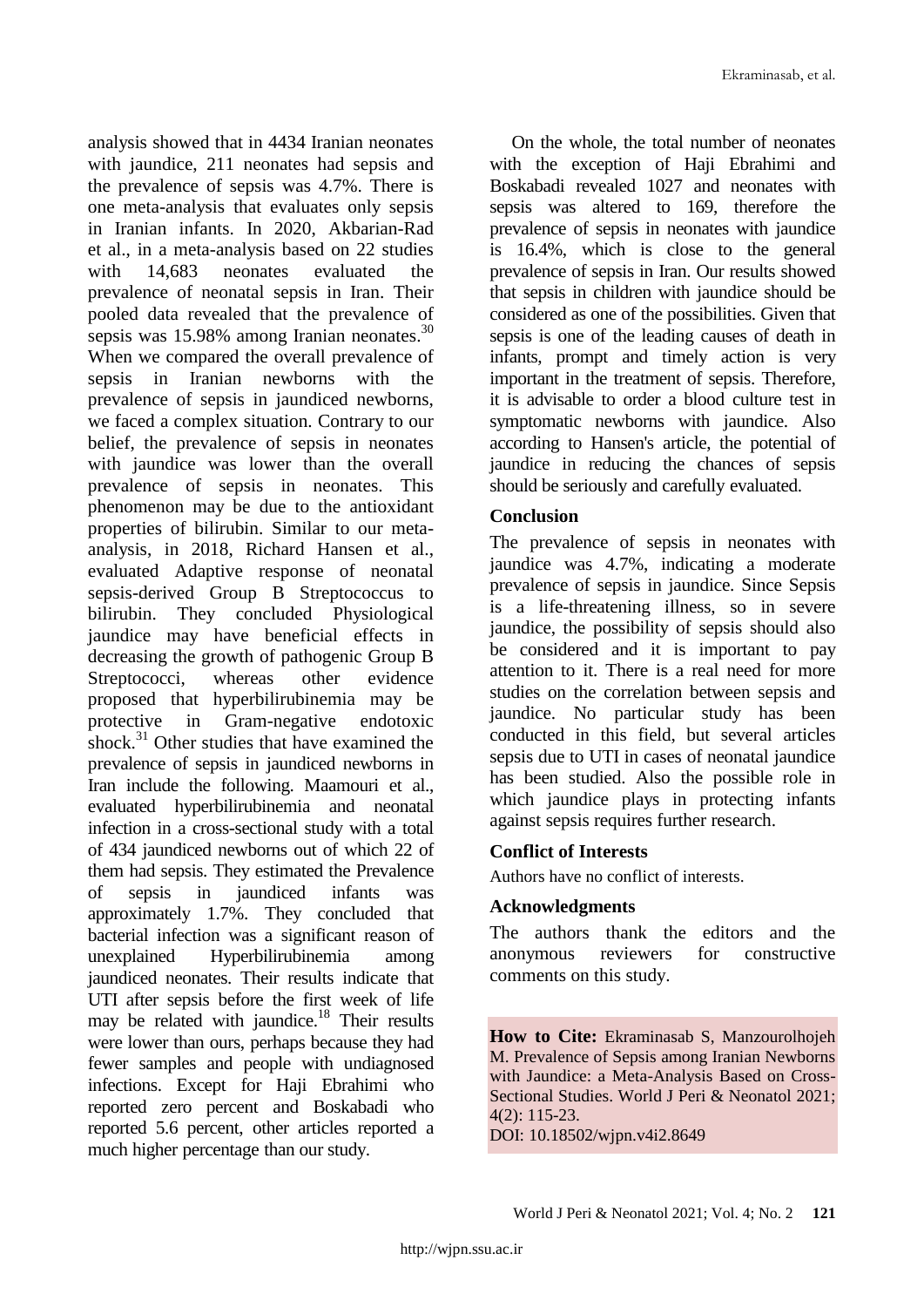analysis showed that in 4434 Iranian neonates with jaundice, 211 neonates had sepsis and the prevalence of sepsis was 4.7%. There is one meta-analysis that evaluates only sepsis in Iranian infants. In 2020, Akbarian-Rad et al., in a meta-analysis based on 22 studies with 14,683 neonates evaluated the prevalence of neonatal sepsis in Iran. Their pooled data revealed that the prevalence of sepsis was 15.98% among Iranian neonates.[30] When we compared the overall prevalence of sepsis in Iranian newborns with the prevalence of sepsis in jaundiced newborns, we faced a complex situation. Contrary to our belief, the prevalence of sepsis in neonates with jaundice was lower than the overall prevalence of sepsis in neonates. This phenomenon may be due to the antioxidant properties of bilirubin. Similar to our meta-analysis, in 2018, Richard Hansen et al., evaluated Adaptive response of neonatal sepsis-derived Group B Streptococcus to bilirubin. They concluded Physiological jaundice may have beneficial effects in decreasing the growth of pathogenic Group B Streptococci, whereas other evidence proposed that hyperbilirubinemia may be protective in Gram-negative endotoxic shock.[31] Other studies that have examined the prevalence of sepsis in jaundiced newborns in Iran include the following. Maamouri et al., evaluated hyperbilirubinemia and neonatal infection in a cross-sectional study with a total of 434 jaundiced newborns out of which 22 of them had sepsis. They estimated the Prevalence of sepsis in jaundiced infants was approximately 1.7%. They concluded that bacterial infection was a significant reason of unexplained Hyperbilirubinemia among jaundiced neonates. Their results indicate that UTI after sepsis before the first week of life may be related with jaundice.[18] Their results were lower than ours, perhaps because they had fewer samples and people with undiagnosed infections. Except for Haji Ebrahimi who reported zero percent and Boskabadi who reported 5.6 percent, other articles reported a much higher percentage than our study.

On the whole, the total number of neonates with the exception of Haji Ebrahimi and Boskabadi revealed 1027 and neonates with sepsis was altered to 169, therefore the prevalence of sepsis in neonates with jaundice is 16.4%, which is close to the general prevalence of sepsis in Iran. Our results showed that sepsis in children with jaundice should be considered as one of the possibilities. Given that sepsis is one of the leading causes of death in infants, prompt and timely action is very important in the treatment of sepsis. Therefore, it is advisable to order a blood culture test in symptomatic newborns with jaundice. Also according to Hansen's article, the potential of jaundice in reducing the chances of sepsis should be seriously and carefully evaluated.

## Conclusion

The prevalence of sepsis in neonates with jaundice was 4.7%, indicating a moderate prevalence of sepsis in jaundice. Since Sepsis is a life-threatening illness, so in severe jaundice, the possibility of sepsis should also be considered and it is important to pay attention to it. There is a real need for more studies on the correlation between sepsis and jaundice. No particular study has been conducted in this field, but several articles sepsis due to UTI in cases of neonatal jaundice has been studied. Also the possible role in which jaundice plays in protecting infants against sepsis requires further research.

## Conflict of Interests

Authors have no conflict of interests.

## Acknowledgments

The authors thank the editors and the anonymous reviewers for constructive comments on this study.

**How to Cite:** Ekraminasab S, Manzourolhojeh M. Prevalence of Sepsis among Iranian Newborns with Jaundice: a Meta-Analysis Based on Cross-Sectional Studies. World J Peri & Neonatol 2021; 4(2): 115-23.
DOI: 10.18502/wjpn.v4i2.8649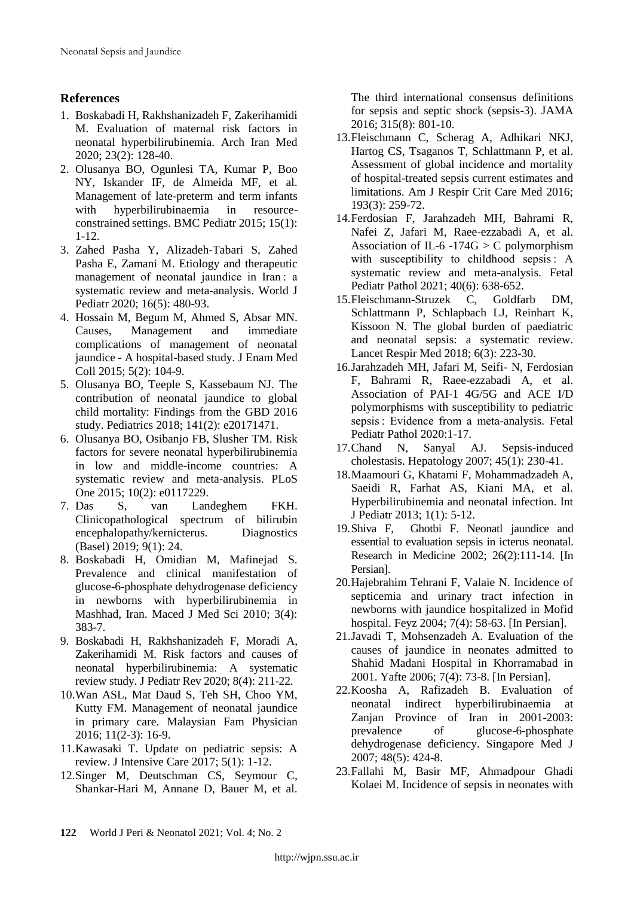## References

1. Boskabadi H, Rakhshanizadeh F, Zakerihamidi M. Evaluation of maternal risk factors in neonatal hyperbilirubinemia. Arch Iran Med 2020; 23(2): 128-40.
2. Olusanya BO, Ogunlesi TA, Kumar P, Boo NY, Iskander IF, de Almeida MF, et al. Management of late-preterm and term infants with hyperbilirubinaemia in resource-constrained settings. BMC Pediatr 2015; 15(1): 1-12.
3. Zahed Pasha Y, Alizadeh-Tabari S, Zahed Pasha E, Zamani M. Etiology and therapeutic management of neonatal jaundice in Iran : a systematic review and meta-analysis. World J Pediatr 2020; 16(5): 480-93.
4. Hossain M, Begum M, Ahmed S, Absar MN. Causes, Management and immediate complications of management of neonatal jaundice - A hospital-based study. J Enam Med Coll 2015; 5(2): 104-9.
5. Olusanya BO, Teeple S, Kassebaum NJ. The contribution of neonatal jaundice to global child mortality: Findings from the GBD 2016 study. Pediatrics 2018; 141(2): e20171471.
6. Olusanya BO, Osibanjo FB, Slusher TM. Risk factors for severe neonatal hyperbilirubinemia in low and middle-income countries: A systematic review and meta-analysis. PLoS One 2015; 10(2): e0117229.
7. Das S, van Landeghem FKH. Clinicopathological spectrum of bilirubin encephalopathy/kernicterus. Diagnostics (Basel) 2019; 9(1): 24.
8. Boskabadi H, Omidian M, Mafinejad S. Prevalence and clinical manifestation of glucose-6-phosphate dehydrogenase deficiency in newborns with hyperbilirubinemia in Mashhad, Iran. Maced J Med Sci 2010; 3(4): 383-7.
9. Boskabadi H, Rakhshanizadeh F, Moradi A, Zakerihamidi M. Risk factors and causes of neonatal hyperbilirubinemia: A systematic review study. J Pediatr Rev 2020; 8(4): 211-22.
10. Wan ASL, Mat Daud S, Teh SH, Choo YM, Kutty FM. Management of neonatal jaundice in primary care. Malaysian Fam Physician 2016; 11(2-3): 16-9.
11. Kawasaki T. Update on pediatric sepsis: A review. J Intensive Care 2017; 5(1): 1-12.
12. Singer M, Deutschman CS, Seymour C, Shankar-Hari M, Annane D, Bauer M, et al. The third international consensus definitions for sepsis and septic shock (sepsis-3). JAMA 2016; 315(8): 801-10.
13. Fleischmann C, Scherag A, Adhikari NKJ, Hartog CS, Tsaganos T, Schlattmann P, et al. Assessment of global incidence and mortality of hospital-treated sepsis current estimates and limitations. Am J Respir Crit Care Med 2016; 193(3): 259-72.
14. Ferdosian F, Jarahzadeh MH, Bahrami R, Nafei Z, Jafari M, Raee-ezzabadi A, et al. Association of IL-6 -174G > C polymorphism with susceptibility to childhood sepsis : A systematic review and meta-analysis. Fetal Pediatr Pathol 2021; 40(6): 638-652.
15. Fleischmann-Struzek C, Goldfarb DM, Schlattmann P, Schlapbach LJ, Reinhart K, Kissoon N. The global burden of paediatric and neonatal sepsis: a systematic review. Lancet Respir Med 2018; 6(3): 223-30.
16. Jarahzadeh MH, Jafari M, Seifi- N, Ferdosian F, Bahrami R, Raee-ezzabadi A, et al. Association of PAI-1 4G/5G and ACE I/D polymorphisms with susceptibility to pediatric sepsis : Evidence from a meta-analysis. Fetal Pediatr Pathol 2020:1-17.
17. Chand N, Sanyal AJ. Sepsis-induced cholestasis. Hepatology 2007; 45(1): 230-41.
18. Maamouri G, Khatami F, Mohammadzadeh A, Saeidi R, Farhat AS, Kiani MA, et al. Hyperbilirubinemia and neonatal infection. Int J Pediatr 2013; 1(1): 5-12.
19. Shiva F, Ghotbi F. Neonatl jaundice and essential to evaluation sepsis in icterus neonatal. Research in Medicine 2002; 26(2):111-14. [In Persian].
20. Hajebrahim Tehrani F, Valaie N. Incidence of septicemia and urinary tract infection in newborns with jaundice hospitalized in Mofid hospital. Feyz 2004; 7(4): 58-63. [In Persian].
21. Javadi T, Mohsenzadeh A. Evaluation of the causes of jaundice in neonates admitted to Shahid Madani Hospital in Khorramabad in 2001. Yafte 2006; 7(4): 73-8. [In Persian].
22. Koosha A, Rafizadeh B. Evaluation of neonatal indirect hyperbilirubinaemia at Zanjan Province of Iran in 2001-2003: prevalence of glucose-6-phosphate dehydrogenase deficiency. Singapore Med J 2007; 48(5): 424-8.
23. Fallahi M, Basir MF, Ahmadpour Ghadi Kolaei M. Incidence of sepsis in neonates with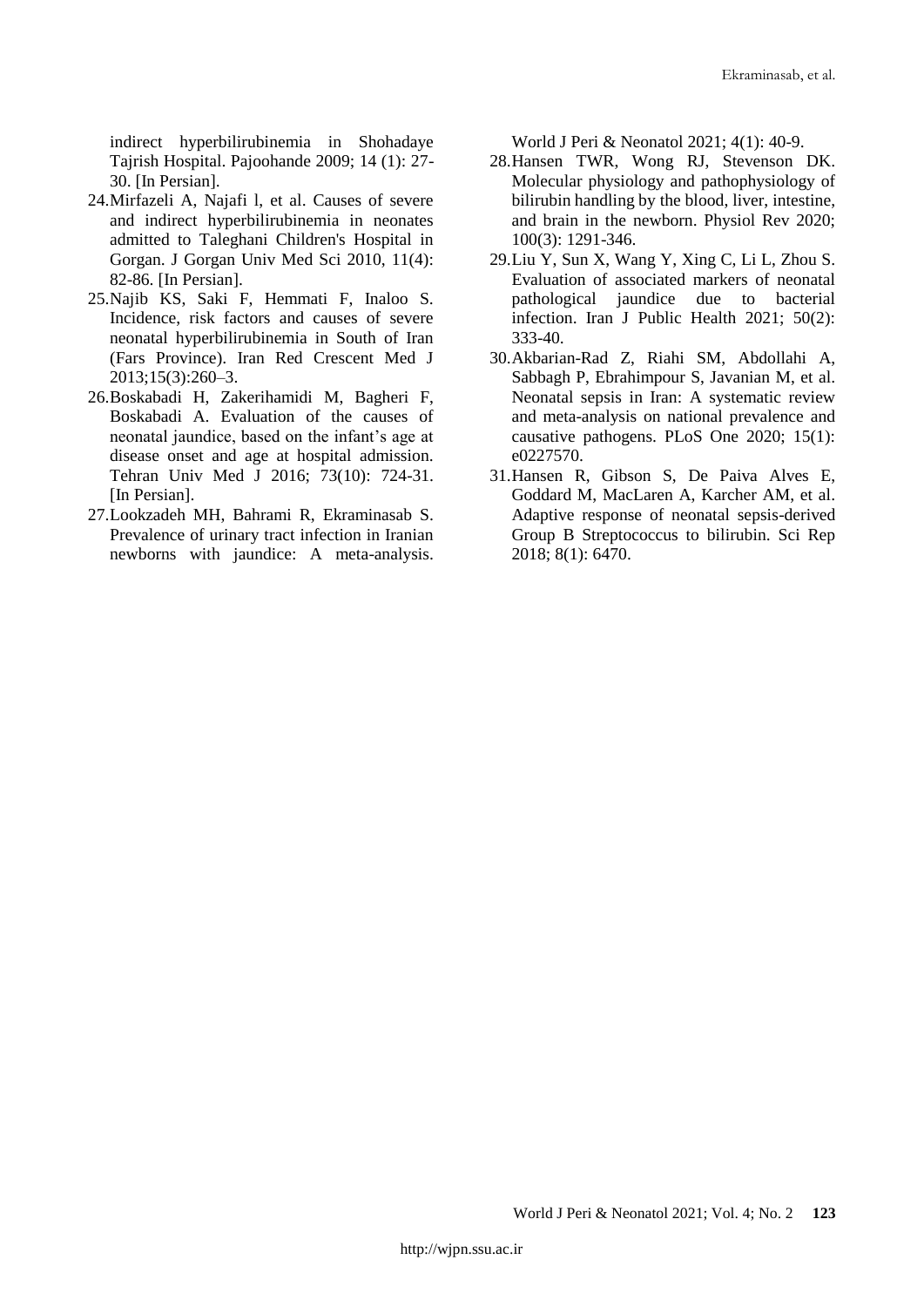indirect hyperbilirubinemia in Shohadaye Tajrish Hospital. Pajoohande 2009; 14 (1): 27-30. [In Persian].

24. Mirfazeli A, Najafi l, et al. Causes of severe and indirect hyperbilirubinemia in neonates admitted to Taleghani Children's Hospital in Gorgan. J Gorgan Univ Med Sci 2010, 11(4): 82-86. [In Persian].

25. Najib KS, Saki F, Hemmati F, Inaloo S. Incidence, risk factors and causes of severe neonatal hyperbilirubinemia in South of Iran (Fars Province). Iran Red Crescent Med J 2013;15(3):260–3.

26. Boskabadi H, Zakerihamidi M, Bagheri F, Boskabadi A. Evaluation of the causes of neonatal jaundice, based on the infant's age at disease onset and age at hospital admission. Tehran Univ Med J 2016; 73(10): 724-31. [In Persian].

27. Lookzadeh MH, Bahrami R, Ekraminasab S. Prevalence of urinary tract infection in Iranian newborns with jaundice: A meta-analysis. World J Peri & Neonatol 2021; 4(1): 40-9.

28. Hansen TWR, Wong RJ, Stevenson DK. Molecular physiology and pathophysiology of bilirubin handling by the blood, liver, intestine, and brain in the newborn. Physiol Rev 2020; 100(3): 1291-346.

29. Liu Y, Sun X, Wang Y, Xing C, Li L, Zhou S. Evaluation of associated markers of neonatal pathological jaundice due to bacterial infection. Iran J Public Health 2021; 50(2): 333-40.

30. Akbarian-Rad Z, Riahi SM, Abdollahi A, Sabbagh P, Ebrahimpour S, Javanian M, et al. Neonatal sepsis in Iran: A systematic review and meta-analysis on national prevalence and causative pathogens. PLoS One 2020; 15(1): e0227570.

31. Hansen R, Gibson S, De Paiva Alves E, Goddard M, MacLaren A, Karcher AM, et al. Adaptive response of neonatal sepsis-derived Group B Streptococcus to bilirubin. Sci Rep 2018; 8(1): 6470.